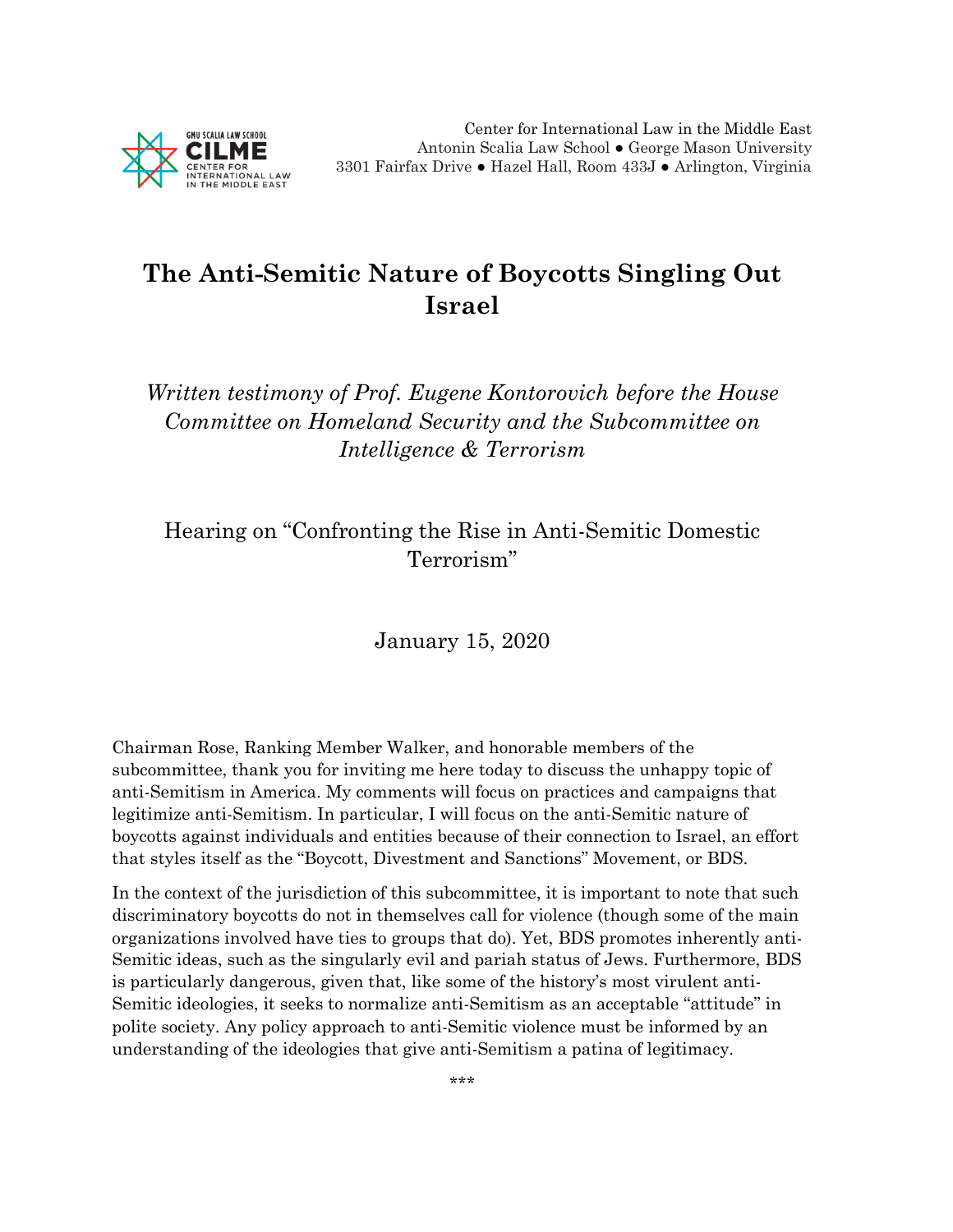GMU SCALIA LAW SCHOOL
CILME
CENTER FOR INTERNATIONAL LAW IN THE MIDDLE EAST

Center for International Law in the Middle East
Antonin Scalia Law School ● George Mason University
3301 Fairfax Drive ● Hazel Hall, Room 433J ● Arlington, Virginia

# The Anti-Semitic Nature of Boycotts Singling Out Israel

*Written testimony of Prof. Eugene Kontorovich before the House Committee on Homeland Security and the Subcommittee on Intelligence & Terrorism*

Hearing on "Confronting the Rise in Anti-Semitic Domestic Terrorism"

January 15, 2020

Chairman Rose, Ranking Member Walker, and honorable members of the subcommittee, thank you for inviting me here today to discuss the unhappy topic of anti-Semitism in America. My comments will focus on practices and campaigns that legitimize anti-Semitism. In particular, I will focus on the anti-Semitic nature of boycotts against individuals and entities because of their connection to Israel, an effort that styles itself as the "Boycott, Divestment and Sanctions" Movement, or BDS.

In the context of the jurisdiction of this subcommittee, it is important to note that such discriminatory boycotts do not in themselves call for violence (though some of the main organizations involved have ties to groups that do). Yet, BDS promotes inherently anti-Semitic ideas, such as the singularly evil and pariah status of Jews. Furthermore, BDS is particularly dangerous, given that, like some of the history's most virulent anti-Semitic ideologies, it seeks to normalize anti-Semitism as an acceptable "attitude" in polite society. Any policy approach to anti-Semitic violence must be informed by an understanding of the ideologies that give anti-Semitism a patina of legitimacy.

\*\*\*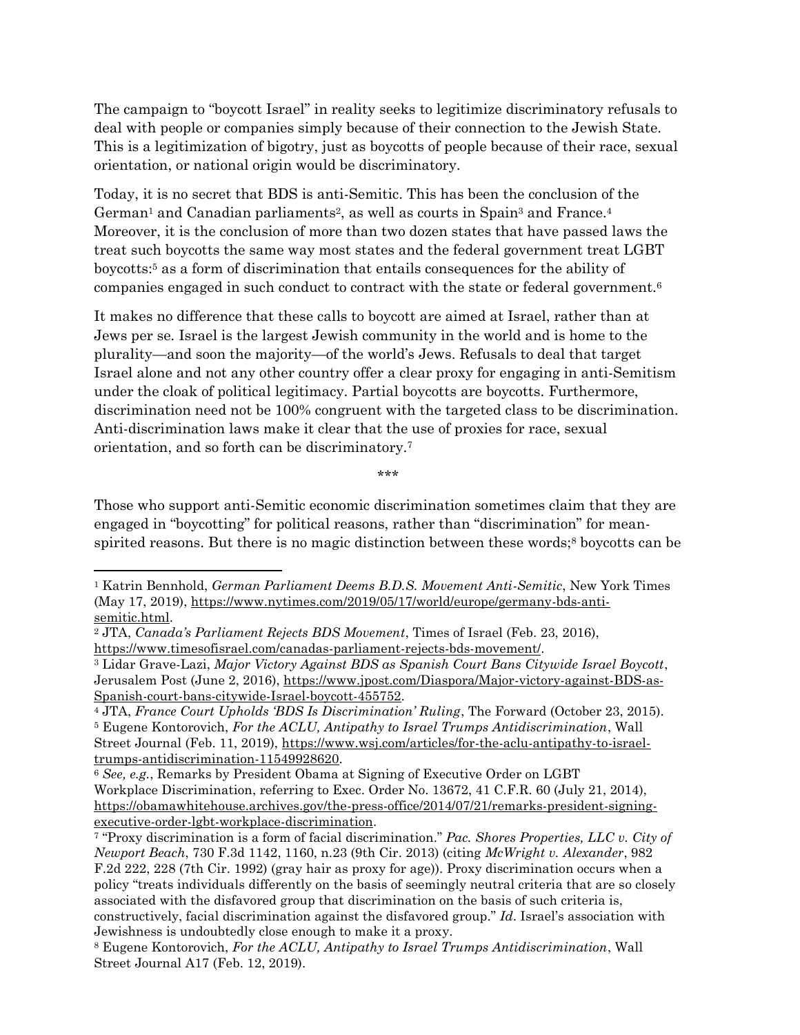The campaign to "boycott Israel" in reality seeks to legitimize discriminatory refusals to deal with people or companies simply because of their connection to the Jewish State. This is a legitimization of bigotry, just as boycotts of people because of their race, sexual orientation, or national origin would be discriminatory.

Today, it is no secret that BDS is anti-Semitic. This has been the conclusion of the German[1] and Canadian parliaments[2], as well as courts in Spain[3] and France.[4] Moreover, it is the conclusion of more than two dozen states that have passed laws the treat such boycotts the same way most states and the federal government treat LGBT boycotts:[5] as a form of discrimination that entails consequences for the ability of companies engaged in such conduct to contract with the state or federal government.[6]

It makes no difference that these calls to boycott are aimed at Israel, rather than at Jews per se. Israel is the largest Jewish community in the world and is home to the plurality—and soon the majority—of the world's Jews. Refusals to deal that target Israel alone and not any other country offer a clear proxy for engaging in anti-Semitism under the cloak of political legitimacy. Partial boycotts are boycotts. Furthermore, discrimination need not be 100% congruent with the targeted class to be discrimination. Anti-discrimination laws make it clear that the use of proxies for race, sexual orientation, and so forth can be discriminatory.[7]

\*\*\*

Those who support anti-Semitic economic discrimination sometimes claim that they are engaged in "boycotting" for political reasons, rather than "discrimination" for mean-spirited reasons. But there is no magic distinction between these words;[8] boycotts can be

---

[1] Katrin Bennhold, *German Parliament Deems B.D.S. Movement Anti-Semitic*, New York Times (May 17, 2019), https://www.nytimes.com/2019/05/17/world/europe/germany-bds-anti-semitic.html.

[2] JTA, *Canada's Parliament Rejects BDS Movement*, Times of Israel (Feb. 23, 2016), https://www.timesofisrael.com/canadas-parliament-rejects-bds-movement/.

[3] Lidar Grave-Lazi, *Major Victory Against BDS as Spanish Court Bans Citywide Israel Boycott*, Jerusalem Post (June 2, 2016), https://www.jpost.com/Diaspora/Major-victory-against-BDS-as-Spanish-court-bans-citywide-Israel-boycott-455752.

[4] JTA, *France Court Upholds 'BDS Is Discrimination' Ruling*, The Forward (October 23, 2015).

[5] Eugene Kontorovich, *For the ACLU, Antipathy to Israel Trumps Antidiscrimination*, Wall Street Journal (Feb. 11, 2019), https://www.wsj.com/articles/for-the-aclu-antipathy-to-israel-trumps-antidiscrimination-11549928620.

[6] *See, e.g.*, Remarks by President Obama at Signing of Executive Order on LGBT Workplace Discrimination, referring to Exec. Order No. 13672, 41 C.F.R. 60 (July 21, 2014), https://obamawhitehouse.archives.gov/the-press-office/2014/07/21/remarks-president-signing-executive-order-lgbt-workplace-discrimination.

[7] "Proxy discrimination is a form of facial discrimination." *Pac. Shores Properties, LLC v. City of Newport Beach*, 730 F.3d 1142, 1160, n.23 (9th Cir. 2013) (citing *McWright v. Alexander*, 982 F.2d 222, 228 (7th Cir. 1992) (gray hair as proxy for age)). Proxy discrimination occurs when a policy "treats individuals differently on the basis of seemingly neutral criteria that are so closely associated with the disfavored group that discrimination on the basis of such criteria is, constructively, facial discrimination against the disfavored group." *Id.* Israel's association with Jewishness is undoubtedly close enough to make it a proxy.

[8] Eugene Kontorovich, *For the ACLU, Antipathy to Israel Trumps Antidiscrimination*, Wall Street Journal A17 (Feb. 12, 2019).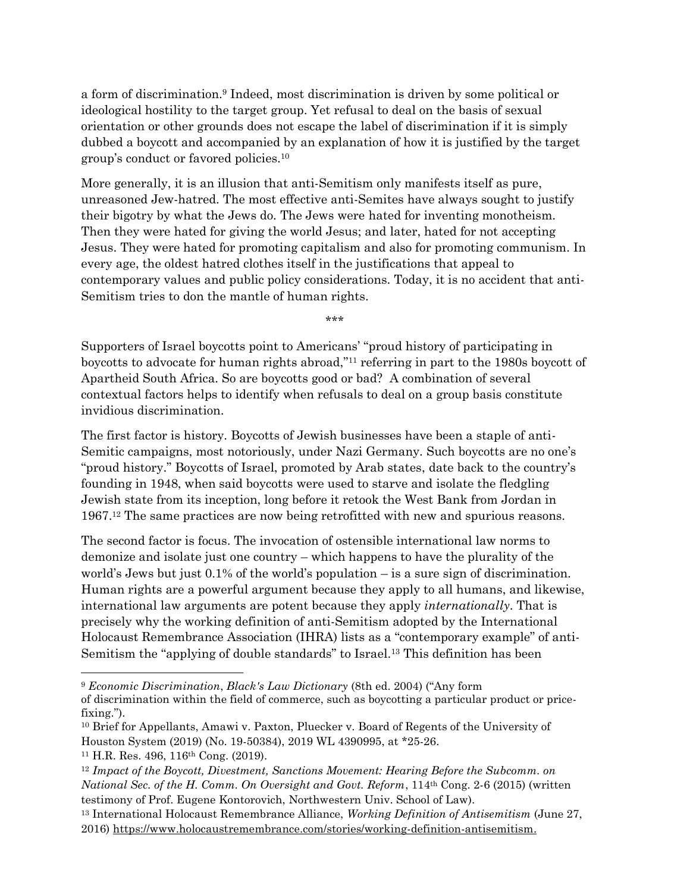a form of discrimination.[9] Indeed, most discrimination is driven by some political or ideological hostility to the target group. Yet refusal to deal on the basis of sexual orientation or other grounds does not escape the label of discrimination if it is simply dubbed a boycott and accompanied by an explanation of how it is justified by the target group's conduct or favored policies.[10]

More generally, it is an illusion that anti-Semitism only manifests itself as pure, unreasoned Jew-hatred. The most effective anti-Semites have always sought to justify their bigotry by what the Jews do. The Jews were hated for inventing monotheism. Then they were hated for giving the world Jesus; and later, hated for not accepting Jesus. They were hated for promoting capitalism and also for promoting communism. In every age, the oldest hatred clothes itself in the justifications that appeal to contemporary values and public policy considerations. Today, it is no accident that anti-Semitism tries to don the mantle of human rights.

***

Supporters of Israel boycotts point to Americans' "proud history of participating in boycotts to advocate for human rights abroad,"[11] referring in part to the 1980s boycott of Apartheid South Africa. So are boycotts good or bad? A combination of several contextual factors helps to identify when refusals to deal on a group basis constitute invidious discrimination.

The first factor is history. Boycotts of Jewish businesses have been a staple of anti-Semitic campaigns, most notoriously, under Nazi Germany. Such boycotts are no one's "proud history." Boycotts of Israel, promoted by Arab states, date back to the country's founding in 1948, when said boycotts were used to starve and isolate the fledgling Jewish state from its inception, long before it retook the West Bank from Jordan in 1967.[12] The same practices are now being retrofitted with new and spurious reasons.

The second factor is focus. The invocation of ostensible international law norms to demonize and isolate just one country – which happens to have the plurality of the world's Jews but just 0.1% of the world's population – is a sure sign of discrimination. Human rights are a powerful argument because they apply to all humans, and likewise, international law arguments are potent because they apply *internationally*. That is precisely why the working definition of anti-Semitism adopted by the International Holocaust Remembrance Association (IHRA) lists as a "contemporary example" of anti-Semitism the "applying of double standards" to Israel.[13] This definition has been

---

[9] *Economic Discrimination*, *Black's Law Dictionary* (8th ed. 2004) ("Any form of discrimination within the field of commerce, such as boycotting a particular product or price-fixing.").

[10] Brief for Appellants, Amawi v. Paxton, Pluecker v. Board of Regents of the University of Houston System (2019) (No. 19-50384), 2019 WL 4390995, at *25-26.

[11] H.R. Res. 496, 116th Cong. (2019).

[12] *Impact of the Boycott, Divestment, Sanctions Movement: Hearing Before the Subcomm. on National Sec. of the H. Comm. On Oversight and Govt. Reform*, 114th Cong. 2-6 (2015) (written testimony of Prof. Eugene Kontorovich, Northwestern Univ. School of Law).

[13] International Holocaust Remembrance Alliance, *Working Definition of Antisemitism* (June 27, 2016) https://www.holocaustremembrance.com/stories/working-definition-antisemitism.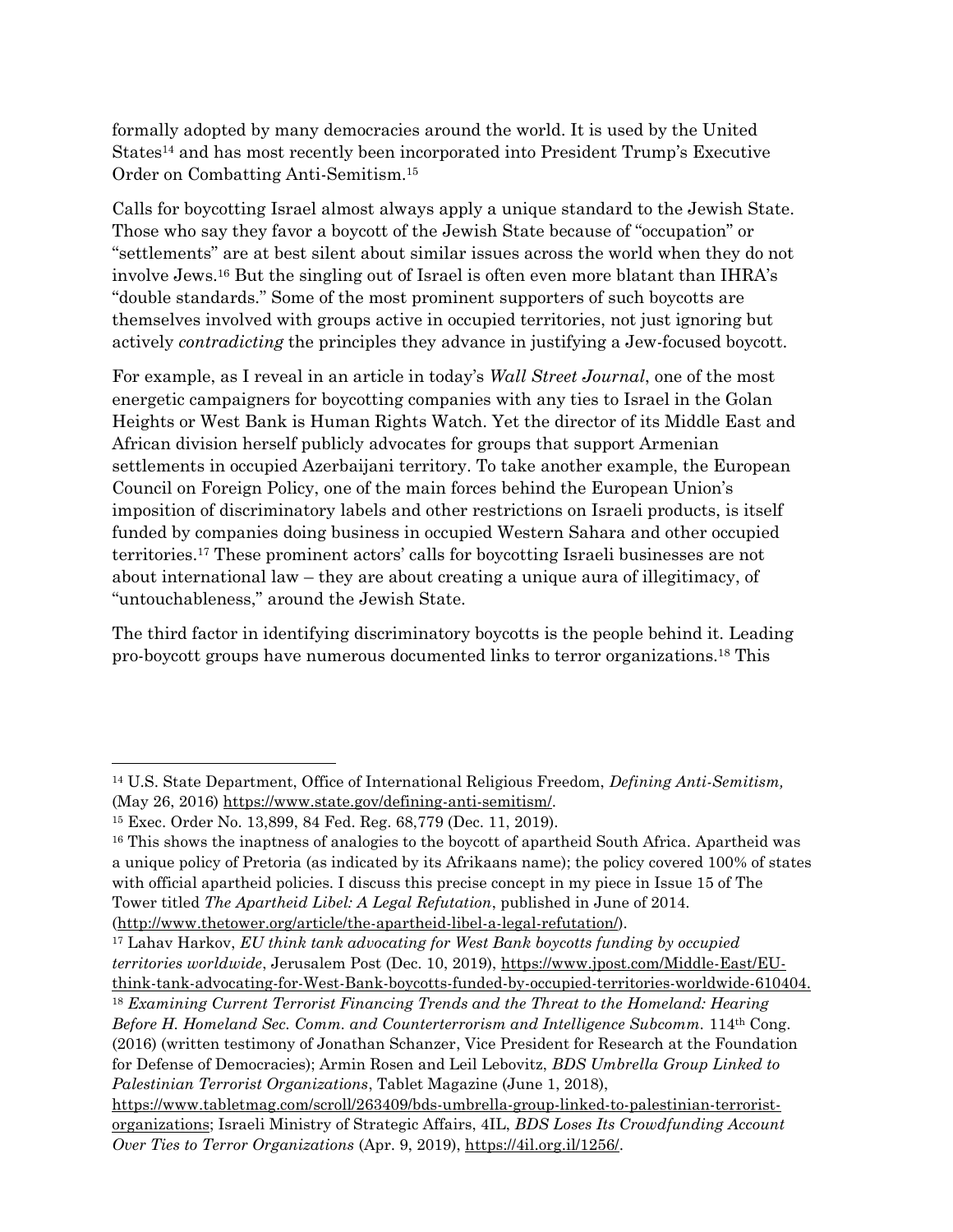formally adopted by many democracies around the world. It is used by the United States[14] and has most recently been incorporated into President Trump's Executive Order on Combatting Anti-Semitism.[15]

Calls for boycotting Israel almost always apply a unique standard to the Jewish State. Those who say they favor a boycott of the Jewish State because of "occupation" or "settlements" are at best silent about similar issues across the world when they do not involve Jews.[16] But the singling out of Israel is often even more blatant than IHRA's "double standards." Some of the most prominent supporters of such boycotts are themselves involved with groups active in occupied territories, not just ignoring but actively *contradicting* the principles they advance in justifying a Jew-focused boycott.

For example, as I reveal in an article in today's *Wall Street Journal*, one of the most energetic campaigners for boycotting companies with any ties to Israel in the Golan Heights or West Bank is Human Rights Watch. Yet the director of its Middle East and African division herself publicly advocates for groups that support Armenian settlements in occupied Azerbaijani territory. To take another example, the European Council on Foreign Policy, one of the main forces behind the European Union's imposition of discriminatory labels and other restrictions on Israeli products, is itself funded by companies doing business in occupied Western Sahara and other occupied territories.[17] These prominent actors' calls for boycotting Israeli businesses are not about international law – they are about creating a unique aura of illegitimacy, of "untouchableness," around the Jewish State.

The third factor in identifying discriminatory boycotts is the people behind it. Leading pro-boycott groups have numerous documented links to terror organizations.[18] This

---

[14] U.S. State Department, Office of International Religious Freedom, *Defining Anti-Semitism,* (May 26, 2016) https://www.state.gov/defining-anti-semitism/.

[15] Exec. Order No. 13,899, 84 Fed. Reg. 68,779 (Dec. 11, 2019).

[16] This shows the inaptness of analogies to the boycott of apartheid South Africa. Apartheid was a unique policy of Pretoria (as indicated by its Afrikaans name); the policy covered 100% of states with official apartheid policies. I discuss this precise concept in my piece in Issue 15 of The Tower titled *The Apartheid Libel: A Legal Refutation*, published in June of 2014. (http://www.thetower.org/article/the-apartheid-libel-a-legal-refutation/).

[17] Lahav Harkov, *EU think tank advocating for West Bank boycotts funding by occupied territories worldwide*, Jerusalem Post (Dec. 10, 2019), https://www.jpost.com/Middle-East/EU-think-tank-advocating-for-West-Bank-boycotts-funded-by-occupied-territories-worldwide-610404.

[18] *Examining Current Terrorist Financing Trends and the Threat to the Homeland: Hearing Before H. Homeland Sec. Comm. and Counterterrorism and Intelligence Subcomm.* 114th Cong. (2016) (written testimony of Jonathan Schanzer, Vice President for Research at the Foundation for Defense of Democracies); Armin Rosen and Leil Lebovitz, *BDS Umbrella Group Linked to Palestinian Terrorist Organizations*, Tablet Magazine (June 1, 2018), https://www.tabletmag.com/scroll/263409/bds-umbrella-group-linked-to-palestinian-terrorist-organizations; Israeli Ministry of Strategic Affairs, 4IL, *BDS Loses Its Crowdfunding Account Over Ties to Terror Organizations* (Apr. 9, 2019), https://4il.org.il/1256/.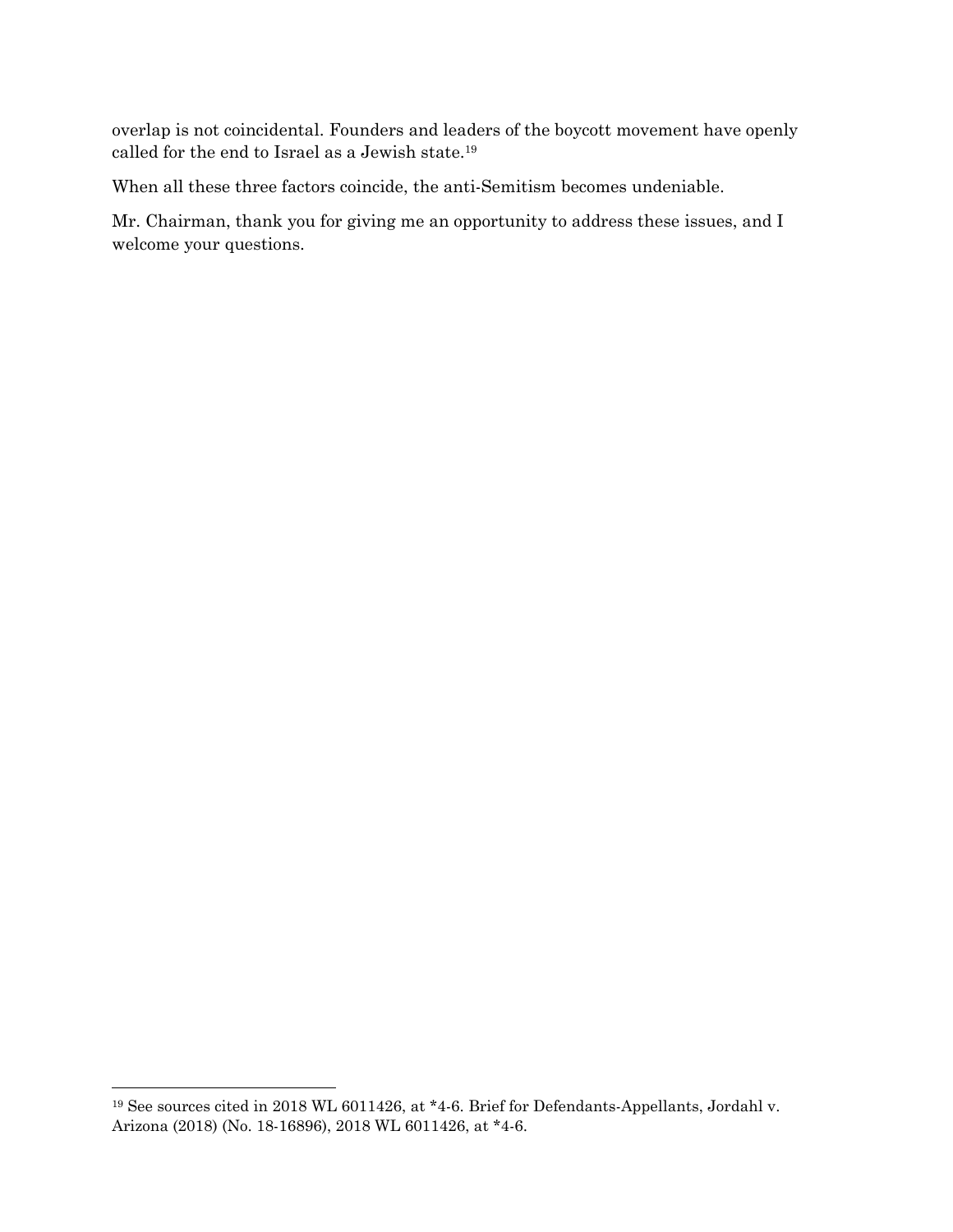overlap is not coincidental. Founders and leaders of the boycott movement have openly called for the end to Israel as a Jewish state.[19]

When all these three factors coincide, the anti-Semitism becomes undeniable.

Mr. Chairman, thank you for giving me an opportunity to address these issues, and I welcome your questions.

---

[19] See sources cited in 2018 WL 6011426, at *4-6. Brief for Defendants-Appellants, Jordahl v. Arizona (2018) (No. 18-16896), 2018 WL 6011426, at *4-6.